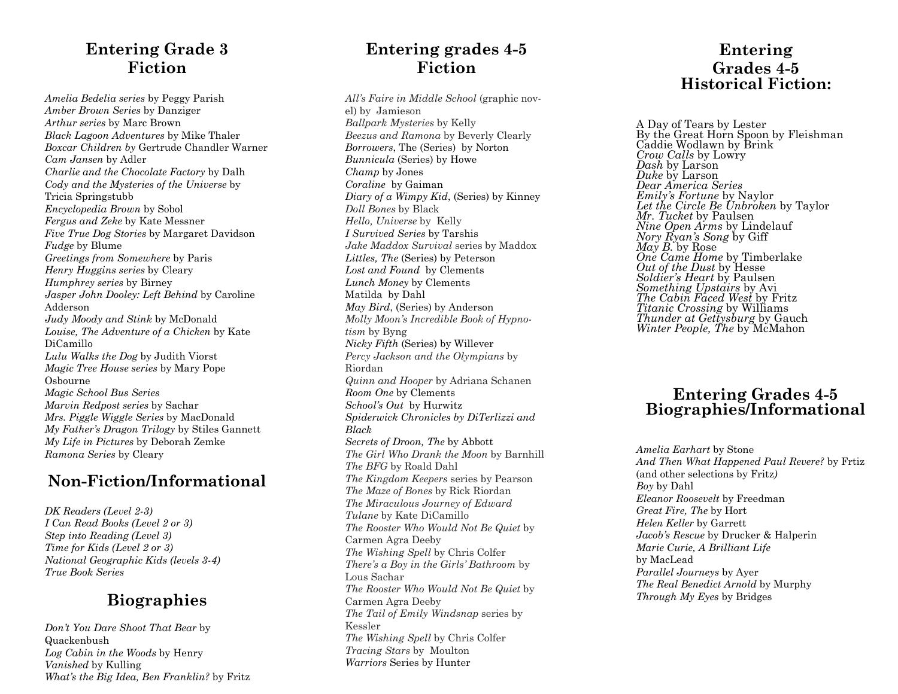## Entering Grade 3
## Fiction

*Amelia Bedelia series* by Peggy Parish
*Amber Brown Series* by Danziger
*Arthur series* by Marc Brown
*Black Lagoon Adventures* by Mike Thaler
*Boxcar Children by* Gertrude Chandler Warner
*Cam Jansen* by Adler
*Charlie and the Chocolate Factory* by Dalh
*Cody and the Mysteries of the Universe* by Tricia Springstubb
*Encyclopedia Brown* by Sobol
*Fergus and Zeke* by Kate Messner
*Five True Dog Stories* by Margaret Davidson
*Fudge* by Blume
*Greetings from Somewhere* by Paris
*Henry Huggins series* by Cleary
*Humphrey series* by Birney
*Jasper John Dooley: Left Behind* by Caroline Adderson
*Judy Moody and Stink* by McDonald
*Louise, The Adventure of a Chicken* by Kate DiCamillo
*Lulu Walks the Dog* by Judith Viorst
*Magic Tree House series* by Mary Pope Osbourne
*Magic School Bus Series*
*Marvin Redpost series* by Sachar
*Mrs. Piggle Wiggle Series* by MacDonald
*My Father's Dragon Trilogy* by Stiles Gannett
*My Life in Pictures* by Deborah Zemke
*Ramona Series* by Cleary

## Non-Fiction/Informational

*DK Readers (Level 2-3)*
*I Can Read Books (Level 2 or 3)*
*Step into Reading (Level 3)*
*Time for Kids (Level 2 or 3)*
*National Geographic Kids (levels 3-4)*
*True Book Series*

## Biographies

*Don't You Dare Shoot That Bear* by Quackenbush
*Log Cabin in the Woods* by Henry
*Vanished* by Kulling
*What's the Big Idea, Ben Franklin?* by Fritz

## Entering grades 4-5
## Fiction

*All's Faire in Middle School* (graphic novel) by Jamieson
*Ballpark Mysteries* by Kelly
*Beezus and Ramona* by Beverly Clearly
*Borrowers*, The (Series) by Norton
*Bunnicula* (Series) by Howe
*Champ* by Jones
*Coraline* by Gaiman
*Diary of a Wimpy Kid*, (Series) by Kinney
*Doll Bones* by Black
*Hello, Universe* by Kelly
*I Survived Series* by Tarshis
*Jake Maddox Survival* series by Maddox
*Littles, The* (Series) by Peterson
*Lost and Found* by Clements
*Lunch Money* by Clements
Matilda by Dahl
*May Bird*, (Series) by Anderson
*Molly Moon's Incredible Book of Hypnotism* by Byng
*Nicky Fifth* (Series) by Willever
*Percy Jackson and the Olympians* by Riordan
*Quinn and Hooper* by Adriana Schanen
*Room One* by Clements
*School's Out* by Hurwitz
*Spiderwick Chronicles by DiTerlizzi and Black*
*Secrets of Droon, The* by Abbott
*The Girl Who Drank the Moon* by Barnhill
*The BFG* by Roald Dahl
*The Kingdom Keepers* series by Pearson
*The Maze of Bones* by Rick Riordan
*The Miraculous Journey of Edward Tulane* by Kate DiCamillo
*The Rooster Who Would Not Be Quiet* by Carmen Agra Deeby
*The Wishing Spell* by Chris Colfer
*There's a Boy in the Girls' Bathroom* by Lous Sachar
*The Rooster Who Would Not Be Quiet* by Carmen Agra Deeby
*The Tail of Emily Windsnap* series by Kessler
*The Wishing Spell* by Chris Colfer
*Tracing Stars* by Moulton
*Warriors* Series by Hunter

## Entering Grades 4-5 Historical Fiction:

A Day of Tears by Lester
By the Great Horn Spoon by Fleishman
Caddie Wodlawn by Brink
*Crow Calls* by Lowry
*Dash* by Larson
*Duke* by Larson
*Dear America Series*
*Emily's Fortune* by Naylor
*Let the Circle Be Unbroken* by Taylor
*Mr. Tucket* by Paulsen
*Nine Open Arms* by Lindelauf
*Nory Ryan's Song* by Giff
*May B.* by Rose
*One Came Home* by Timberlake
*Out of the Dust* by Hesse
*Soldier's Heart* by Paulsen
*Something Upstairs* by Avi
*The Cabin Faced West* by Fritz
*Titanic Crossing* by Williams
*Thunder at Gettysburg* by Gauch
*Winter People, The* by McMahon

## Entering Grades 4-5 Biographies/Informational

*Amelia Earhart* by Stone
*And Then What Happened Paul Revere?* by Frtiz (and other selections by Fritz)
*Boy* by Dahl
*Eleanor Roosevelt* by Freedman
*Great Fire, The* by Hort
*Helen Keller* by Garrett
*Jacob's Rescue* by Drucker & Halperin
*Marie Curie, A Brilliant Life* by MacLead
*Parallel Journeys* by Ayer
*The Real Benedict Arnold* by Murphy
*Through My Eyes* by Bridges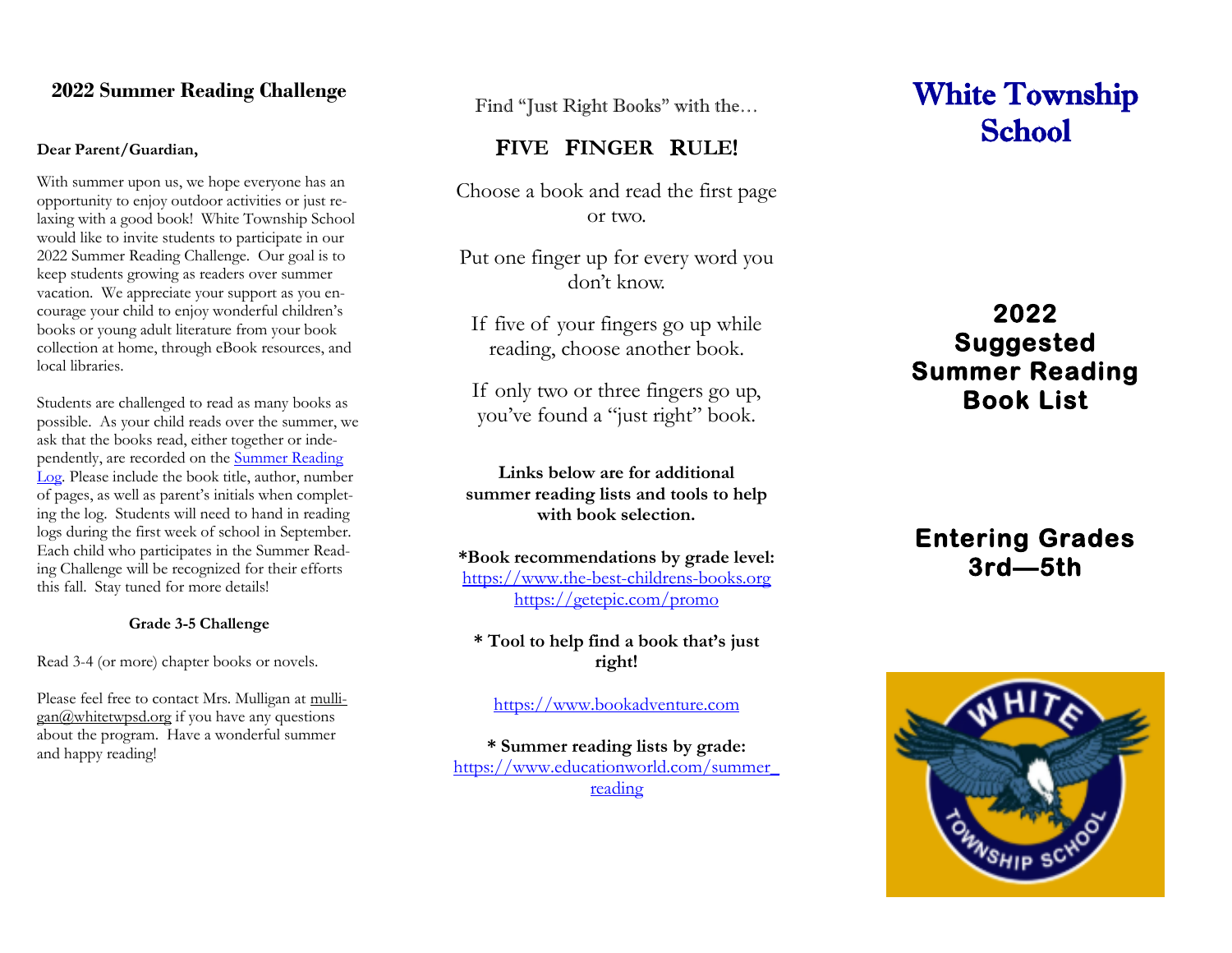## 2022 Summer Reading Challenge

**Dear Parent/Guardian,**

With summer upon us, we hope everyone has an opportunity to enjoy outdoor activities or just relaxing with a good book! White Township School would like to invite students to participate in our 2022 Summer Reading Challenge. Our goal is to keep students growing as readers over summer vacation. We appreciate your support as you encourage your child to enjoy wonderful children's books or young adult literature from your book collection at home, through eBook resources, and local libraries.

Students are challenged to read as many books as possible. As your child reads over the summer, we ask that the books read, either together or independently, are recorded on the Summer Reading Log. Please include the book title, author, number of pages, as well as parent's initials when completing the log. Students will need to hand in reading logs during the first week of school in September. Each child who participates in the Summer Reading Challenge will be recognized for their efforts this fall. Stay tuned for more details!

**Grade 3-5 Challenge**

Read 3-4 (or more) chapter books or novels.

Please feel free to contact Mrs. Mulligan at mulligan@whitetwpsd.org if you have any questions about the program. Have a wonderful summer and happy reading!

Find "Just Right Books" with the…

## FIVE FINGER RULE!

Choose a book and read the first page or two.

Put one finger up for every word you don't know.

If five of your fingers go up while reading, choose another book.

If only two or three fingers go up, you've found a "just right" book.

**Links below are for additional summer reading lists and tools to help with book selection.**

**\*Book recommendations by grade level:**
https://www.the-best-childrens-books.org
https://getepic.com/promo

**\* Tool to help find a book that's just right!**

https://www.bookadventure.com

**\* Summer reading lists by grade:**
https://www.educationworld.com/summer_reading

# White Township School

## 2022 Suggested Summer Reading Book List

## Entering Grades 3rd—5th